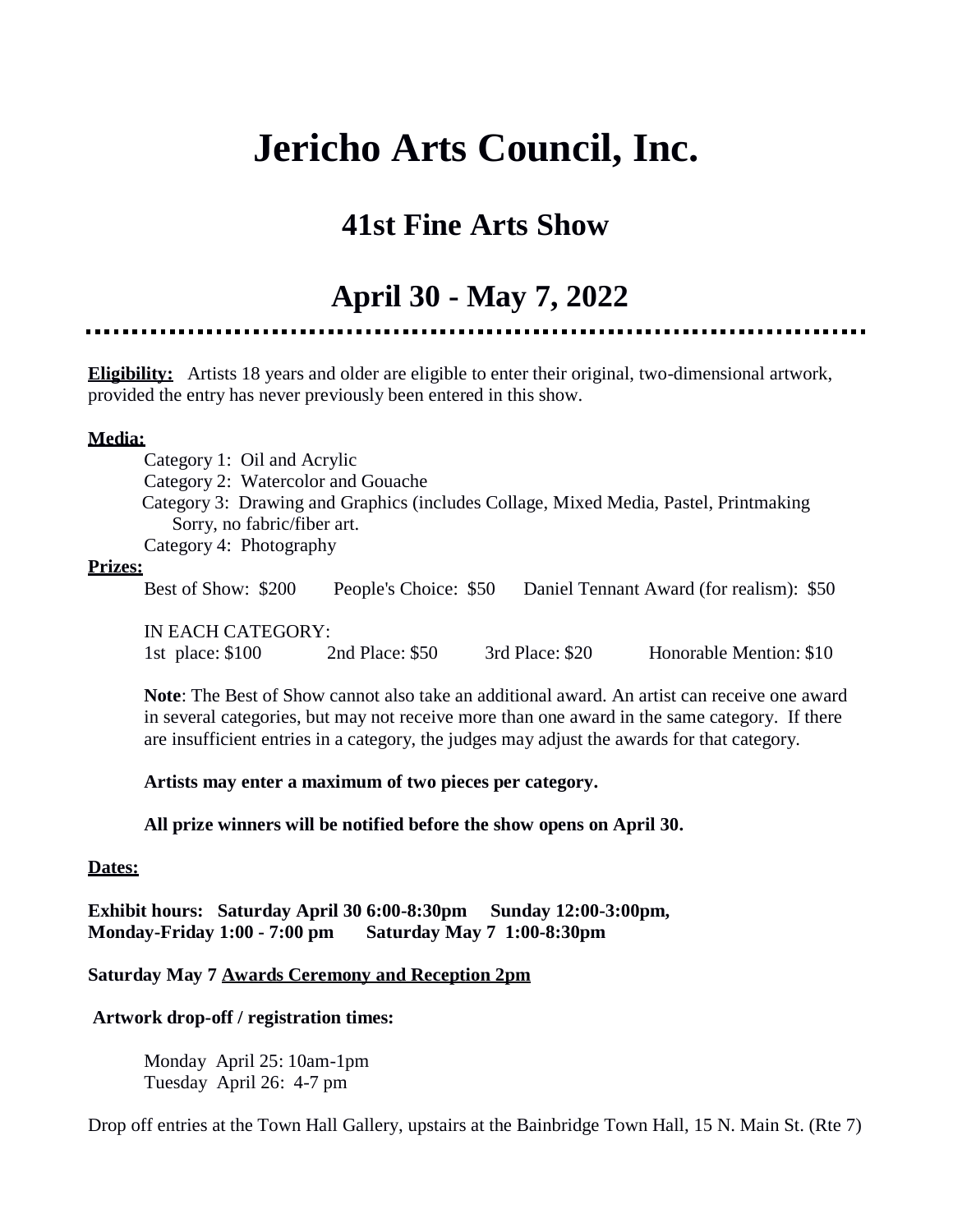# Jericho Arts Council, Inc.

## 41st Fine Arts Show

## April 30 - May 7, 2022

---

**Eligibility:** Artists 18 years and older are eligible to enter their original, two-dimensional artwork, provided the entry has never previously been entered in this show.

**Media:**

Category 1: Oil and Acrylic
Category 2: Watercolor and Gouache
Category 3: Drawing and Graphics (includes Collage, Mixed Media, Pastel, Printmaking
Sorry, no fabric/fiber art.
Category 4: Photography

**Prizes:**

Best of Show: $200   People's Choice: $50   Daniel Tennant Award (for realism): $50

IN EACH CATEGORY:
1st place: $100   2nd Place: $50   3rd Place: $20   Honorable Mention: $10

**Note**: The Best of Show cannot also take an additional award. An artist can receive one award in several categories, but may not receive more than one award in the same category. If there are insufficient entries in a category, the judges may adjust the awards for that category.

**Artists may enter a maximum of two pieces per category.**

**All prize winners will be notified before the show opens on April 30.**

**Dates:**

**Exhibit hours: Saturday April 30 6:00-8:30pm   Sunday 12:00-3:00pm,**
**Monday-Friday 1:00 - 7:00 pm   Saturday May 7 1:00-8:30pm**

**Saturday May 7 Awards Ceremony and Reception 2pm**

**Artwork drop-off / registration times:**

Monday April 25: 10am-1pm
Tuesday April 26: 4-7 pm

Drop off entries at the Town Hall Gallery, upstairs at the Bainbridge Town Hall, 15 N. Main St. (Rte 7)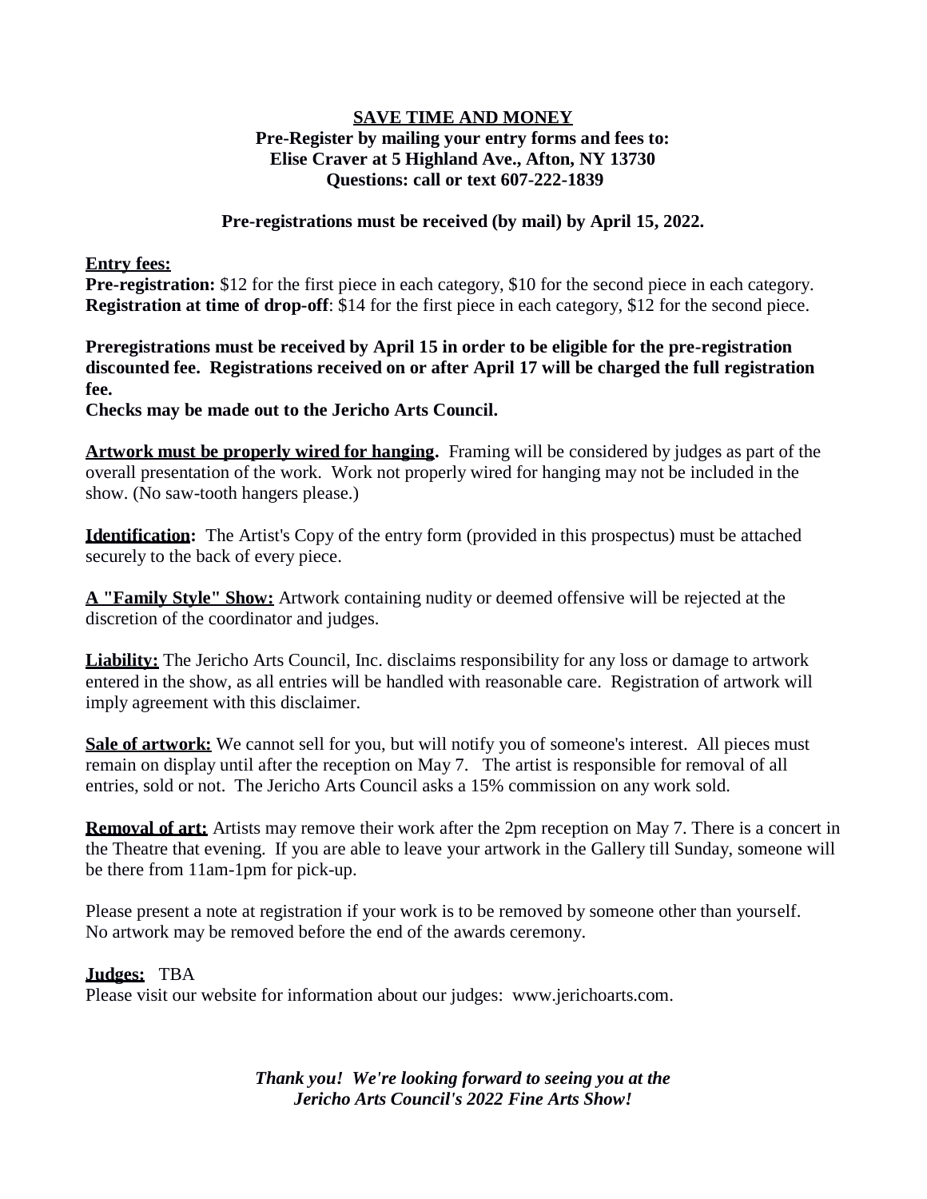**SAVE TIME AND MONEY**
**Pre-Register by mailing your entry forms and fees to:**
**Elise Craver at 5 Highland Ave., Afton, NY 13730**
**Questions: call or text 607-222-1839**

**Pre-registrations must be received (by mail) by April 15, 2022.**

**Entry fees:**
**Pre-registration:** $12 for the first piece in each category, $10 for the second piece in each category.
**Registration at time of drop-off**: $14 for the first piece in each category, $12 for the second piece.

**Preregistrations must be received by April 15 in order to be eligible for the pre-registration discounted fee. Registrations received on or after April 17 will be charged the full registration fee.**
**Checks may be made out to the Jericho Arts Council.**

**Artwork must be properly wired for hanging.** Framing will be considered by judges as part of the overall presentation of the work. Work not properly wired for hanging may not be included in the show. (No saw-tooth hangers please.)

**Identification:** The Artist's Copy of the entry form (provided in this prospectus) must be attached securely to the back of every piece.

**A "Family Style" Show:** Artwork containing nudity or deemed offensive will be rejected at the discretion of the coordinator and judges.

**Liability:** The Jericho Arts Council, Inc. disclaims responsibility for any loss or damage to artwork entered in the show, as all entries will be handled with reasonable care. Registration of artwork will imply agreement with this disclaimer.

**Sale of artwork:** We cannot sell for you, but will notify you of someone's interest. All pieces must remain on display until after the reception on May 7. The artist is responsible for removal of all entries, sold or not. The Jericho Arts Council asks a 15% commission on any work sold.

**Removal of art:** Artists may remove their work after the 2pm reception on May 7. There is a concert in the Theatre that evening. If you are able to leave your artwork in the Gallery till Sunday, someone will be there from 11am-1pm for pick-up.

Please present a note at registration if your work is to be removed by someone other than yourself.
No artwork may be removed before the end of the awards ceremony.

**Judges:** TBA
Please visit our website for information about our judges: www.jerichoarts.com.

***Thank you! We're looking forward to seeing you at the Jericho Arts Council's 2022 Fine Arts Show!***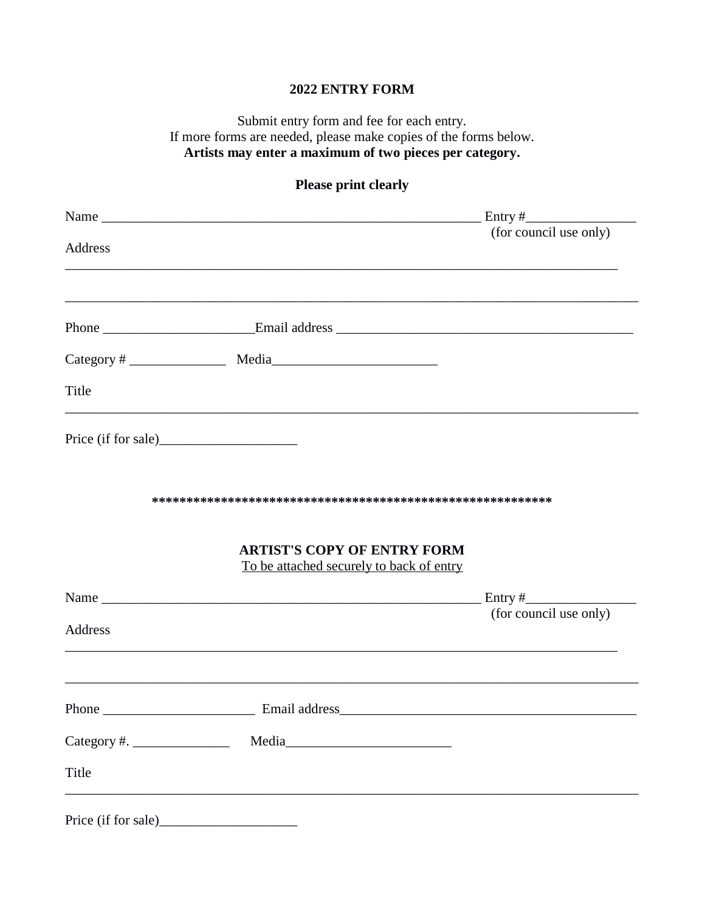**2022 ENTRY FORM**

Submit entry form and fee for each entry.
If more forms are needed, please make copies of the forms below.
**Artists may enter a maximum of two pieces per category.**

**Please print clearly**

Name ________________________________________________________ Entry #________________
(for council use only)

Address

_________________________________________________________________________________

_________________________________________________________________________________

Phone ______________________Email address ____________________________________________

Category # ______________ Media________________________

Title

_________________________________________________________________________________

Price (if for sale)____________________

**********************************************************

**ARTIST'S COPY OF ENTRY FORM**

To be attached securely to back of entry

Name ________________________________________________________ Entry #________________
(for council use only)

Address

_________________________________________________________________________________

_________________________________________________________________________________

Phone ______________________ Email address____________________________________________

Category #. ______________ Media________________________

Title

_________________________________________________________________________________

Price (if for sale)____________________